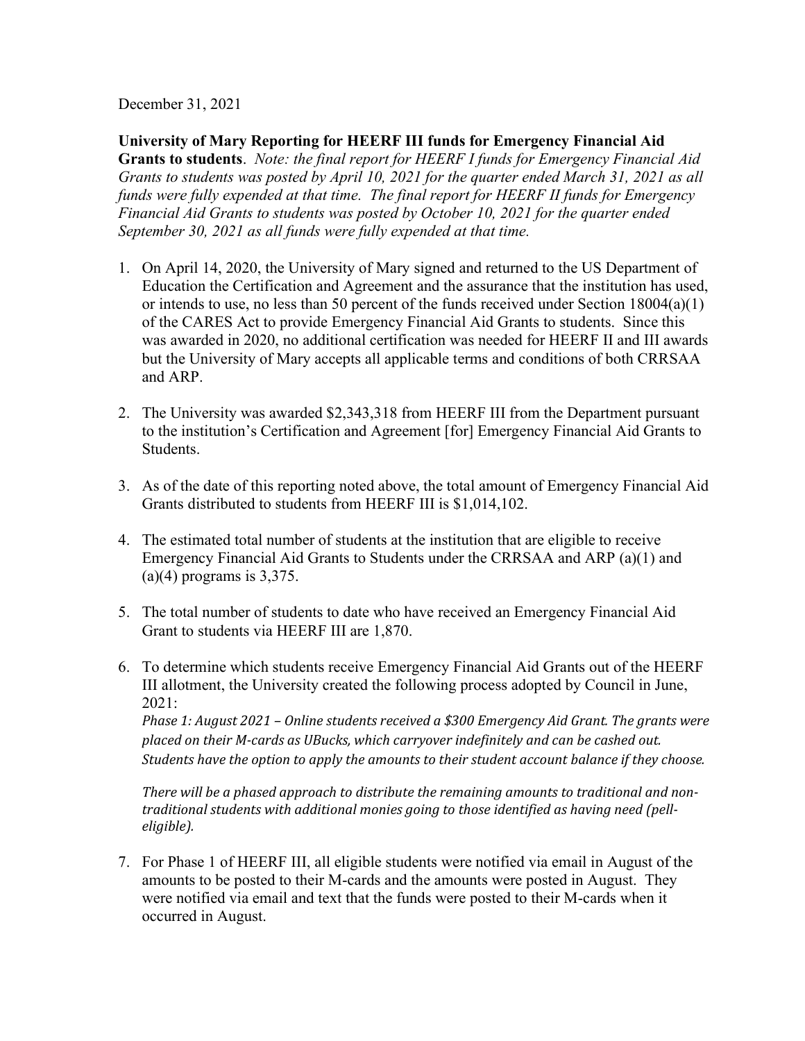December 31, 2021

**University of Mary Reporting for HEERF III funds for Emergency Financial Aid Grants to students**. *Note: the final report for HEERF I funds for Emergency Financial Aid Grants to students was posted by April 10, 2021 for the quarter ended March 31, 2021 as all funds were fully expended at that time. The final report for HEERF II funds for Emergency Financial Aid Grants to students was posted by October 10, 2021 for the quarter ended September 30, 2021 as all funds were fully expended at that time.*

1. On April 14, 2020, the University of Mary signed and returned to the US Department of Education the Certification and Agreement and the assurance that the institution has used, or intends to use, no less than 50 percent of the funds received under Section 18004(a)(1) of the CARES Act to provide Emergency Financial Aid Grants to students. Since this was awarded in 2020, no additional certification was needed for HEERF II and III awards but the University of Mary accepts all applicable terms and conditions of both CRRSAA and ARP.

2. The University was awarded $2,343,318 from HEERF III from the Department pursuant to the institution's Certification and Agreement [for] Emergency Financial Aid Grants to Students.

3. As of the date of this reporting noted above, the total amount of Emergency Financial Aid Grants distributed to students from HEERF III is $1,014,102.

4. The estimated total number of students at the institution that are eligible to receive Emergency Financial Aid Grants to Students under the CRRSAA and ARP (a)(1) and (a)(4) programs is 3,375.

5. The total number of students to date who have received an Emergency Financial Aid Grant to students via HEERF III are 1,870.

6. To determine which students receive Emergency Financial Aid Grants out of the HEERF III allotment, the University created the following process adopted by Council in June, 2021:
   *Phase 1: August 2021 – Online students received a $300 Emergency Aid Grant. The grants were placed on their M-cards as UBucks, which carryover indefinitely and can be cashed out. Students have the option to apply the amounts to their student account balance if they choose.*

   *There will be a phased approach to distribute the remaining amounts to traditional and non-traditional students with additional monies going to those identified as having need (pell-eligible).*

7. For Phase 1 of HEERF III, all eligible students were notified via email in August of the amounts to be posted to their M-cards and the amounts were posted in August. They were notified via email and text that the funds were posted to their M-cards when it occurred in August.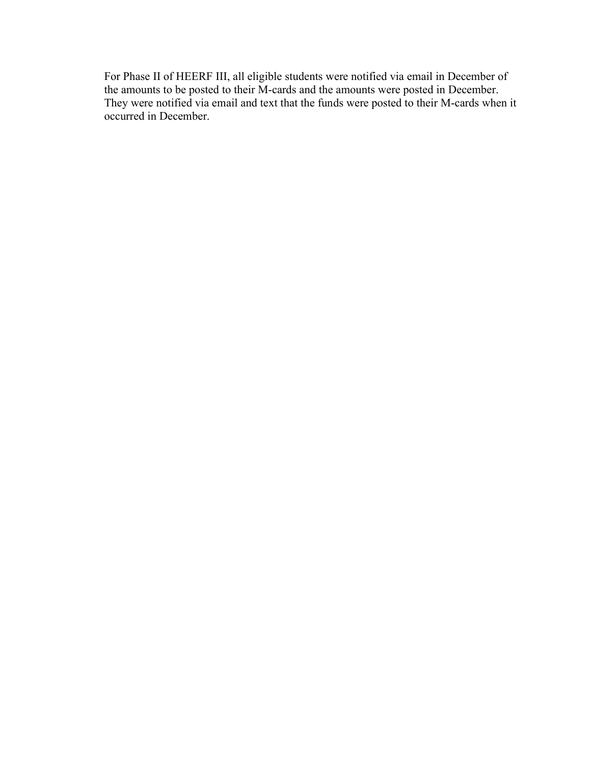For Phase II of HEERF III, all eligible students were notified via email in December of the amounts to be posted to their M-cards and the amounts were posted in December. They were notified via email and text that the funds were posted to their M-cards when it occurred in December.